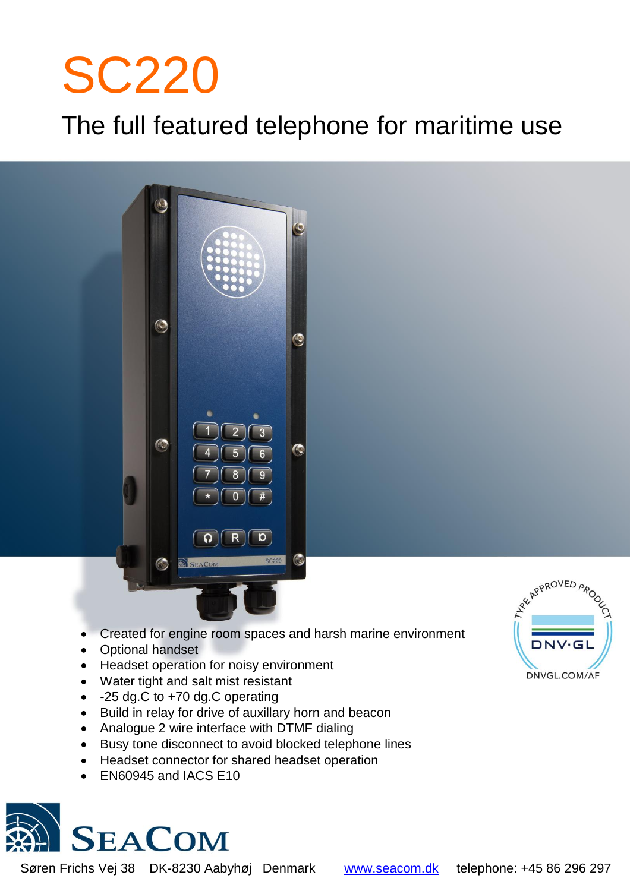# SC220

## The full featured telephone for maritime use

- Created for engine room spaces and harsh marine environment
- Optional handset
- Headset operation for noisy environment
- Water tight and salt mist resistant
- -25 dg.C to +70 dg.C operating
- Build in relay for drive of auxillary horn and beacon
- Analogue 2 wire interface with DTMF dialing
- Busy tone disconnect to avoid blocked telephone lines
- Headset connector for shared headset operation
- EN60945 and IACS E10

TYPE APPROVED PRODUCT
DNV·GL
DNVGL.COM/AF

SEACOM

Søren Frichs Vej 38 DK-8230 Aabyhøj Denmark [www.seacom.dk](http://www.seacom.dk) telephone: +45 86 296 297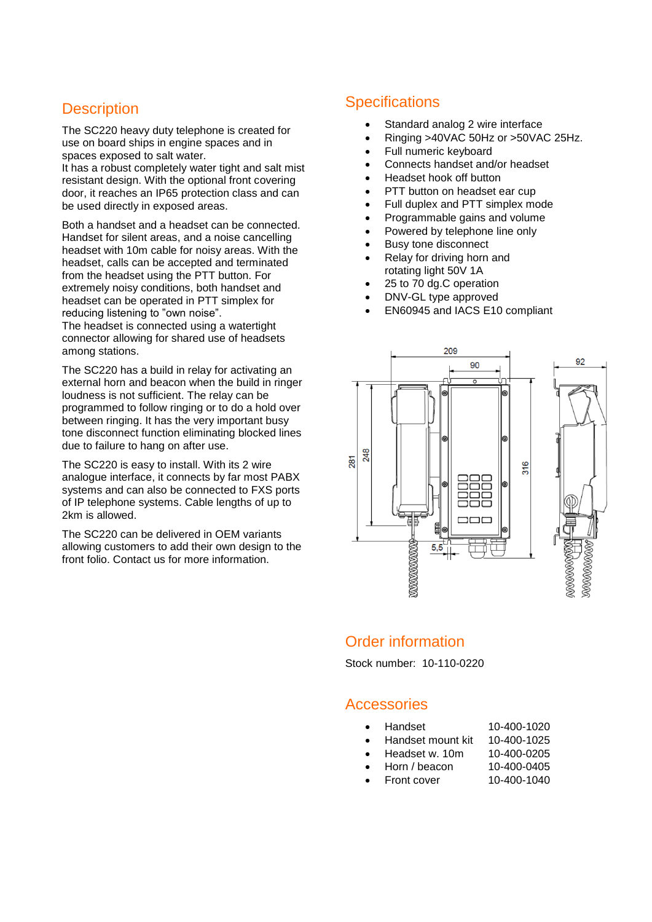## Description

The SC220 heavy duty telephone is created for use on board ships in engine spaces and in spaces exposed to salt water.
It has a robust completely water tight and salt mist resistant design. With the optional front covering door, it reaches an IP65 protection class and can be used directly in exposed areas.

Both a handset and a headset can be connected. Handset for silent areas, and a noise cancelling headset with 10m cable for noisy areas. With the headset, calls can be accepted and terminated from the headset using the PTT button. For extremely noisy conditions, both handset and headset can be operated in PTT simplex for reducing listening to "own noise".
The headset is connected using a watertight connector allowing for shared use of headsets among stations.

The SC220 has a build in relay for activating an external horn and beacon when the build in ringer loudness is not sufficient. The relay can be programmed to follow ringing or to do a hold over between ringing. It has the very important busy tone disconnect function eliminating blocked lines due to failure to hang on after use.

The SC220 is easy to install. With its 2 wire analogue interface, it connects by far most PABX systems and can also be connected to FXS ports of IP telephone systems. Cable lengths of up to 2km is allowed.

The SC220 can be delivered in OEM variants allowing customers to add their own design to the front folio. Contact us for more information.

## Specifications

- Standard analog 2 wire interface
- Ringing >40VAC 50Hz or >50VAC 25Hz.
- Full numeric keyboard
- Connects handset and/or headset
- Headset hook off button
- PTT button on headset ear cup
- Full duplex and PTT simplex mode
- Programmable gains and volume
- Powered by telephone line only
- Busy tone disconnect
- Relay for driving horn and rotating light 50V 1A
- 25 to 70 dg.C operation
- DNV-GL type approved
- EN60945 and IACS E10 compliant

209
90
92
281
248
316
5,5

## Order information

Stock number: 10-110-0220

## Accessories

- Handset 10-400-1020
- Handset mount kit 10-400-1025
- Headset w. 10m 10-400-0205
- Horn / beacon 10-400-0405
- Front cover 10-400-1040